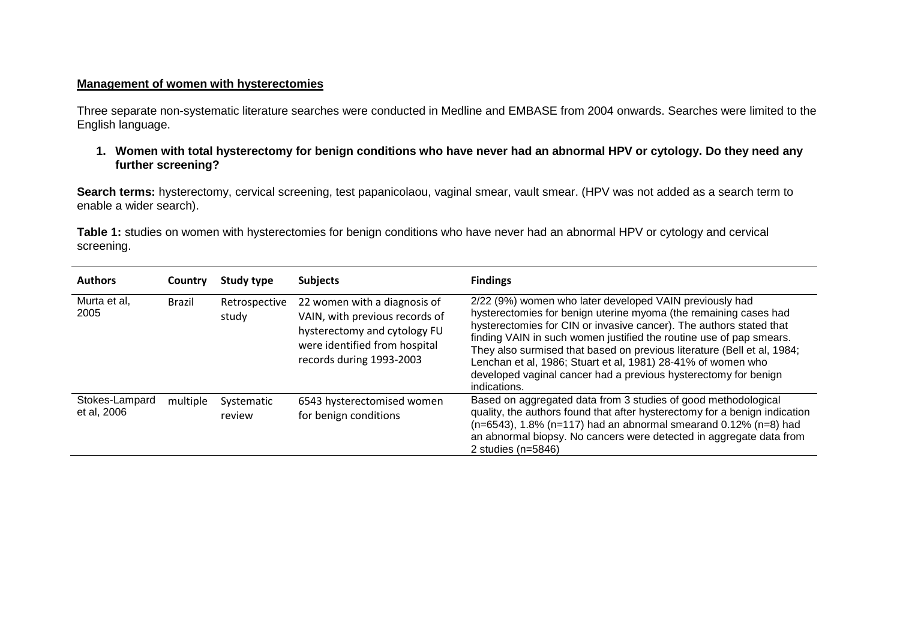## Management of women with hysterectomies

Three separate non-systematic literature searches were conducted in Medline and EMBASE from 2004 onwards. Searches were limited to the English language.

1. **Women with total hysterectomy for benign conditions who have never had an abnormal HPV or cytology. Do they need any further screening?**

**Search terms:** hysterectomy, cervical screening, test papanicolaou, vaginal smear, vault smear. (HPV was not added as a search term to enable a wider search).

**Table 1:** studies on women with hysterectomies for benign conditions who have never had an abnormal HPV or cytology and cervical screening.

| Authors | Country | Study type | Subjects | Findings |
|---|---|---|---|---|
| Murta et al, 2005 | Brazil | Retrospective study | 22 women with a diagnosis of VAIN, with previous records of hysterectomy and cytology FU were identified from hospital records during 1993-2003 | 2/22 (9%) women who later developed VAIN previously had hysterectomies for benign uterine myoma (the remaining cases had hysterectomies for CIN or invasive cancer). The authors stated that finding VAIN in such women justified the routine use of pap smears. They also surmised that based on previous literature (Bell et al, 1984; Lenchan et al, 1986; Stuart et al, 1981) 28-41% of women who developed vaginal cancer had a previous hysterectomy for benign indications. |
| Stokes-Lampard et al, 2006 | multiple | Systematic review | 6543 hysterectomised women for benign conditions | Based on aggregated data from 3 studies of good methodological quality, the authors found that after hysterectomy for a benign indication (n=6543), 1.8% (n=117) had an abnormal smearand 0.12% (n=8) had an abnormal biopsy. No cancers were detected in aggregate data from 2 studies (n=5846) |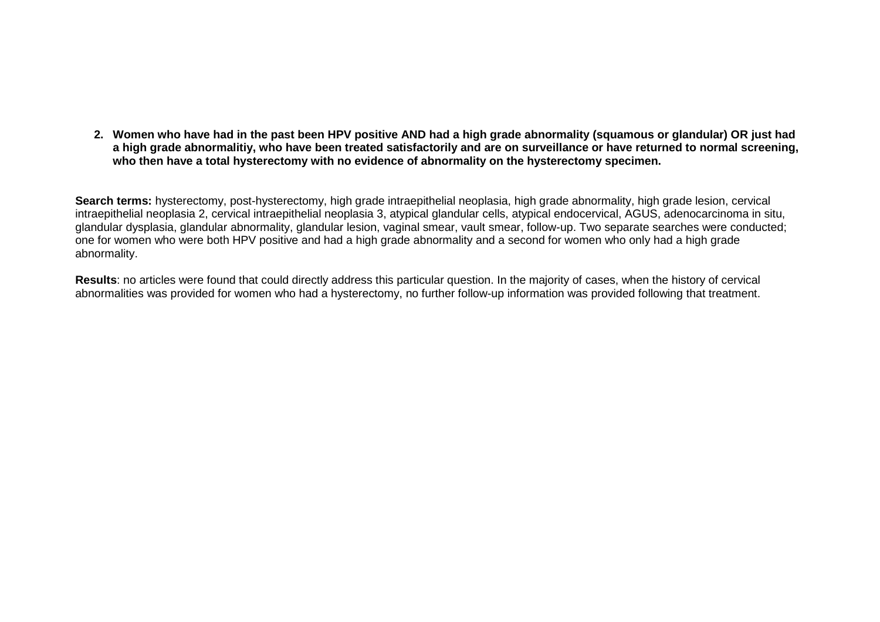2. **Women who have had in the past been HPV positive AND had a high grade abnormality (squamous or glandular) OR just had a high grade abnormalitiy, who have been treated satisfactorily and are on surveillance or have returned to normal screening, who then have a total hysterectomy with no evidence of abnormality on the hysterectomy specimen.**

**Search terms:** hysterectomy, post-hysterectomy, high grade intraepithelial neoplasia, high grade abnormality, high grade lesion, cervical intraepithelial neoplasia 2, cervical intraepithelial neoplasia 3, atypical glandular cells, atypical endocervical, AGUS, adenocarcinoma in situ, glandular dysplasia, glandular abnormality, glandular lesion, vaginal smear, vault smear, follow-up. Two separate searches were conducted; one for women who were both HPV positive and had a high grade abnormality and a second for women who only had a high grade abnormality.

**Results**: no articles were found that could directly address this particular question. In the majority of cases, when the history of cervical abnormalities was provided for women who had a hysterectomy, no further follow-up information was provided following that treatment.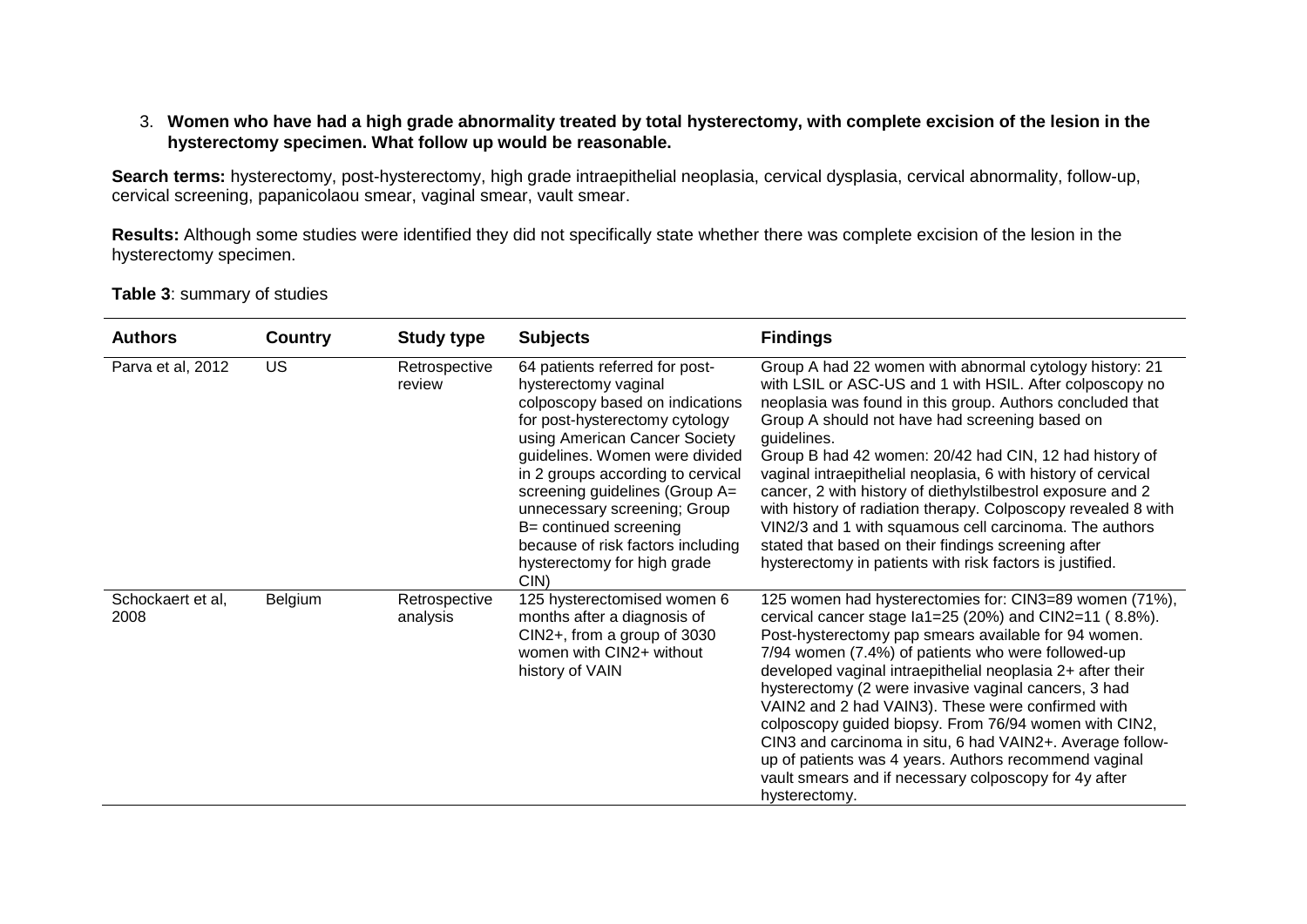3. **Women who have had a high grade abnormality treated by total hysterectomy, with complete excision of the lesion in the hysterectomy specimen. What follow up would be reasonable.**

**Search terms:** hysterectomy, post-hysterectomy, high grade intraepithelial neoplasia, cervical dysplasia, cervical abnormality, follow-up, cervical screening, papanicolaou smear, vaginal smear, vault smear.

**Results:** Although some studies were identified they did not specifically state whether there was complete excision of the lesion in the hysterectomy specimen.

**Table 3**: summary of studies

| Authors | Country | Study type | Subjects | Findings |
|---|---|---|---|---|
| Parva et al, 2012 | US | Retrospective review | 64 patients referred for post-hysterectomy vaginal colposcopy based on indications for post-hysterectomy cytology using American Cancer Society guidelines. Women were divided in 2 groups according to cervical screening guidelines (Group A= unnecessary screening; Group B= continued screening because of risk factors including hysterectomy for high grade CIN) | Group A had 22 women with abnormal cytology history: 21 with LSIL or ASC-US and 1 with HSIL. After colposcopy no neoplasia was found in this group. Authors concluded that Group A should not have had screening based on guidelines.<br>Group B had 42 women: 20/42 had CIN, 12 had history of vaginal intraepithelial neoplasia, 6 with history of cervical cancer, 2 with history of diethylstilbestrol exposure and 2 with history of radiation therapy. Colposcopy revealed 8 with VIN2/3 and 1 with squamous cell carcinoma. The authors stated that based on their findings screening after hysterectomy in patients with risk factors is justified. |
| Schockaert et al, 2008 | Belgium | Retrospective analysis | 125 hysterectomised women 6 months after a diagnosis of CIN2+, from a group of 3030 women with CIN2+ without history of VAIN | 125 women had hysterectomies for: CIN3=89 women (71%), cervical cancer stage Ia1=25 (20%) and CIN2=11 ( 8.8%). Post-hysterectomy pap smears available for 94 women. 7/94 women (7.4%) of patients who were followed-up developed vaginal intraepithelial neoplasia 2+ after their hysterectomy (2 were invasive vaginal cancers, 3 had VAIN2 and 2 had VAIN3). These were confirmed with colposcopy guided biopsy. From 76/94 women with CIN2, CIN3 and carcinoma in situ, 6 had VAIN2+. Average follow-up of patients was 4 years. Authors recommend vaginal vault smears and if necessary colposcopy for 4y after hysterectomy. |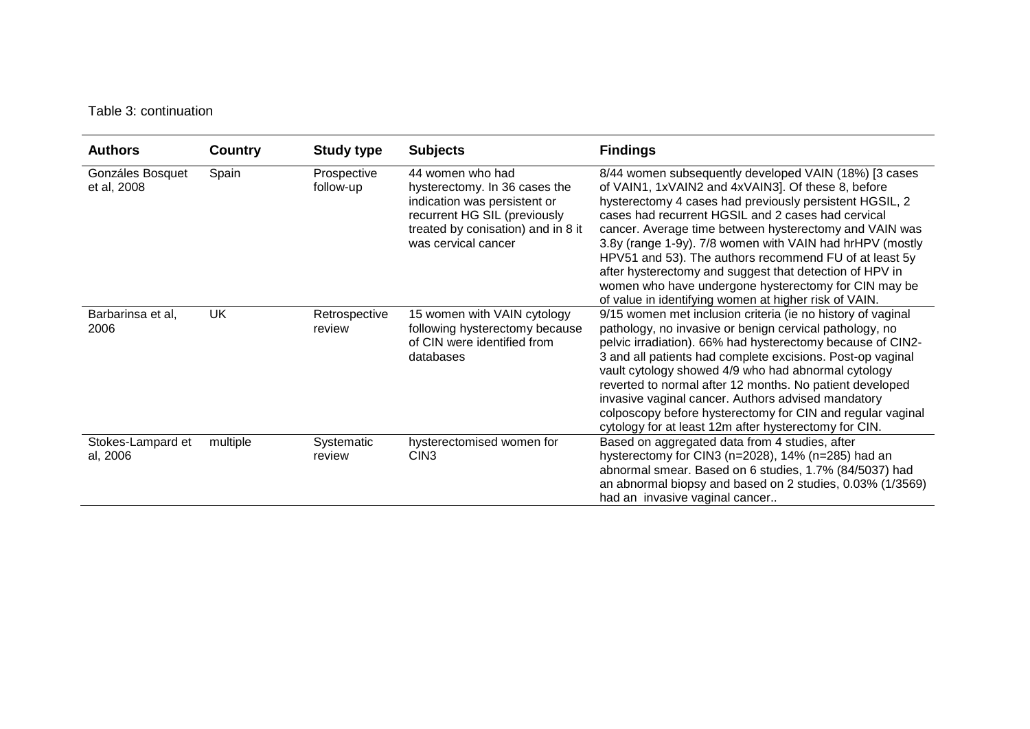Table 3: continuation

| Authors | Country | Study type | Subjects | Findings |
| --- | --- | --- | --- | --- |
| Gonzáles Bosquet et al, 2008 | Spain | Prospective follow-up | 44 women who had hysterectomy. In 36 cases the indication was persistent or recurrent HG SIL (previously treated by conisation) and in 8 it was cervical cancer | 8/44 women subsequently developed VAIN (18%) [3 cases of VAIN1, 1xVAIN2 and 4xVAIN3]. Of these 8, before hysterectomy 4 cases had previously persistent HGSIL, 2 cases had recurrent HGSIL and 2 cases had cervical cancer. Average time between hysterectomy and VAIN was 3.8y (range 1-9y). 7/8 women with VAIN had hrHPV (mostly HPV51 and 53). The authors recommend FU of at least 5y after hysterectomy and suggest that detection of HPV in women who have undergone hysterectomy for CIN may be of value in identifying women at higher risk of VAIN. |
| Barbarinsa et al, 2006 | UK | Retrospective review | 15 women with VAIN cytology following hysterectomy because of CIN were identified from databases | 9/15 women met inclusion criteria (ie no history of vaginal pathology, no invasive or benign cervical pathology, no pelvic irradiation). 66% had hysterectomy because of CIN2-3 and all patients had complete excisions. Post-op vaginal vault cytology showed 4/9 who had abnormal cytology reverted to normal after 12 months. No patient developed invasive vaginal cancer. Authors advised mandatory colposcopy before hysterectomy for CIN and regular vaginal cytology for at least 12m after hysterectomy for CIN. |
| Stokes-Lampard et al, 2006 | multiple | Systematic review | hysterectomised women for CIN3 | Based on aggregated data from 4 studies, after hysterectomy for CIN3 (n=2028), 14% (n=285) had an abnormal smear. Based on 6 studies, 1.7% (84/5037) had an abnormal biopsy and based on 2 studies, 0.03% (1/3569) had an invasive vaginal cancer.. |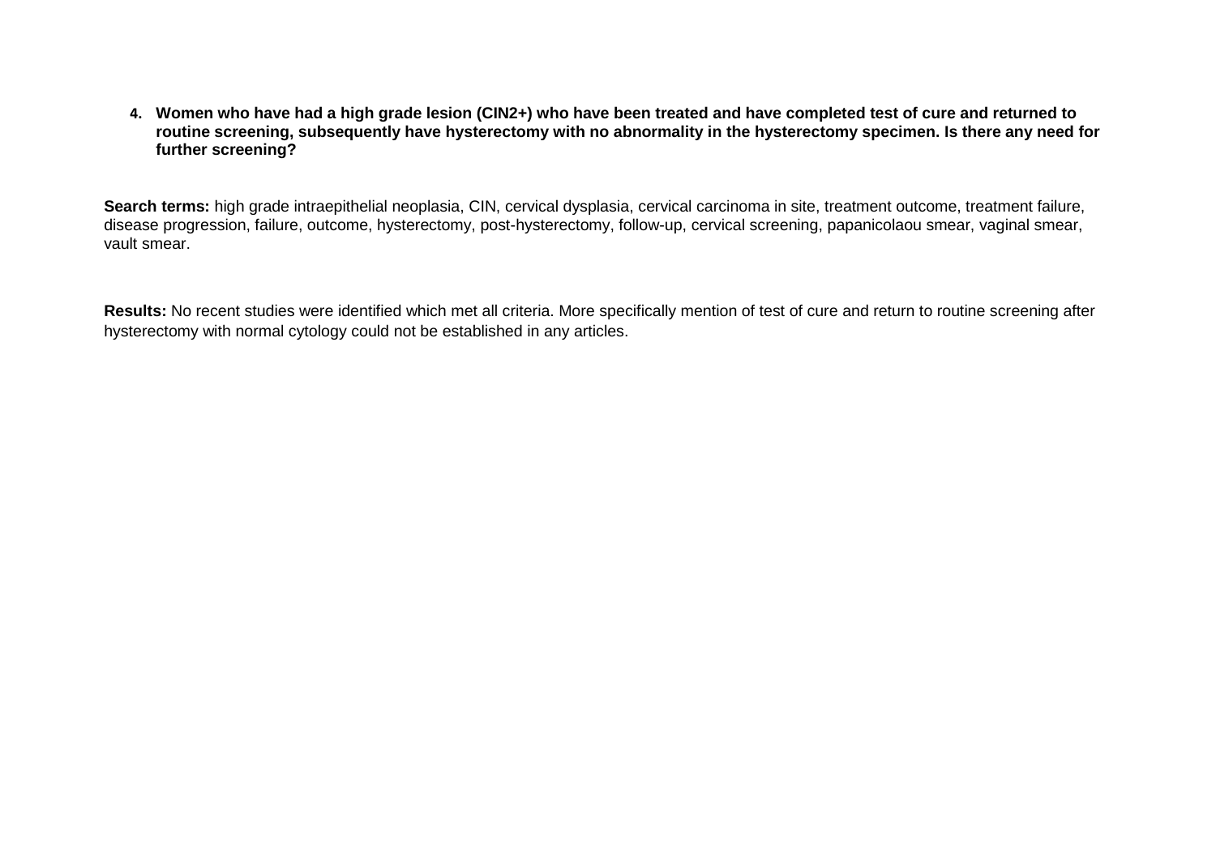4. **Women who have had a high grade lesion (CIN2+) who have been treated and have completed test of cure and returned to routine screening, subsequently have hysterectomy with no abnormality in the hysterectomy specimen. Is there any need for further screening?**

**Search terms:** high grade intraepithelial neoplasia, CIN, cervical dysplasia, cervical carcinoma in site, treatment outcome, treatment failure, disease progression, failure, outcome, hysterectomy, post-hysterectomy, follow-up, cervical screening, papanicolaou smear, vaginal smear, vault smear.

**Results:** No recent studies were identified which met all criteria. More specifically mention of test of cure and return to routine screening after hysterectomy with normal cytology could not be established in any articles.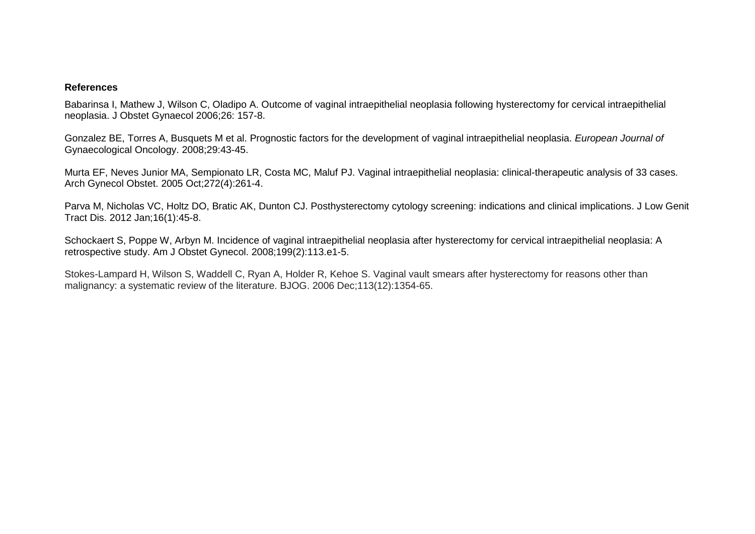**References**

Babarinsa I, Mathew J, Wilson C, Oladipo A. Outcome of vaginal intraepithelial neoplasia following hysterectomy for cervical intraepithelial neoplasia. J Obstet Gynaecol 2006;26: 157-8.

Gonzalez BE, Torres A, Busquets M et al. Prognostic factors for the development of vaginal intraepithelial neoplasia. *European Journal of* Gynaecological Oncology. 2008;29:43-45.

Murta EF, Neves Junior MA, Sempionato LR, Costa MC, Maluf PJ. Vaginal intraepithelial neoplasia: clinical-therapeutic analysis of 33 cases. Arch Gynecol Obstet. 2005 Oct;272(4):261-4.

Parva M, Nicholas VC, Holtz DO, Bratic AK, Dunton CJ. Posthysterectomy cytology screening: indications and clinical implications. J Low Genit Tract Dis. 2012 Jan;16(1):45-8.

Schockaert S, Poppe W, Arbyn M. Incidence of vaginal intraepithelial neoplasia after hysterectomy for cervical intraepithelial neoplasia: A retrospective study. Am J Obstet Gynecol. 2008;199(2):113.e1-5.

Stokes-Lampard H, Wilson S, Waddell C, Ryan A, Holder R, Kehoe S. Vaginal vault smears after hysterectomy for reasons other than malignancy: a systematic review of the literature. BJOG. 2006 Dec;113(12):1354-65.